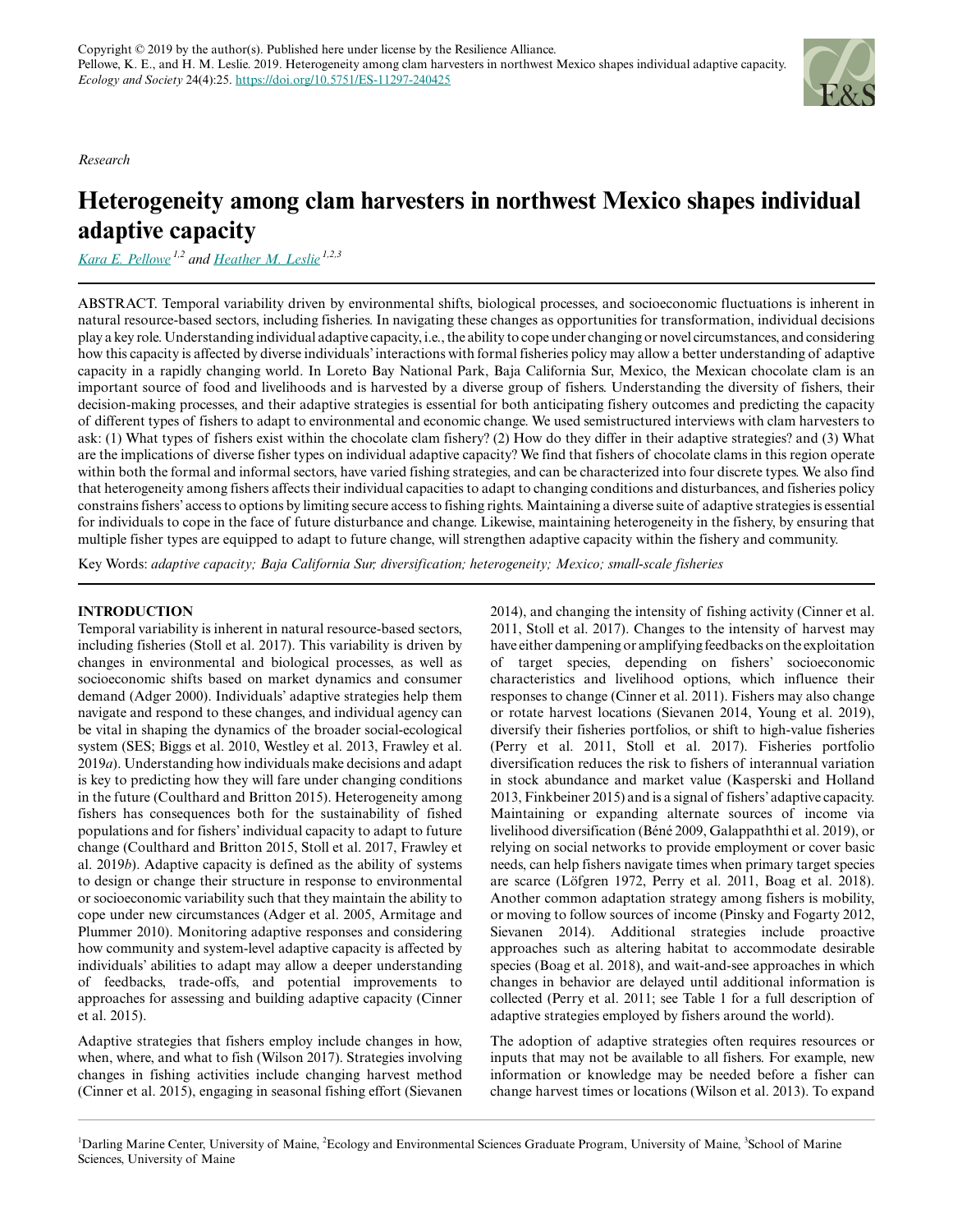Copyright © 2019 by the author(s). Published here under license by the Resilience Alliance.
Pellowe, K. E., and H. M. Leslie. 2019. Heterogeneity among clam harvesters in northwest Mexico shapes individual adaptive capacity. *Ecology and Society* 24(4):25. https://doi.org/10.5751/ES-11297-240425

*Research*

# Heterogeneity among clam harvesters in northwest Mexico shapes individual adaptive capacity

*Kara E. Pellowe* [1,2] and *Heather M. Leslie* [1,2,3]

ABSTRACT. Temporal variability driven by environmental shifts, biological processes, and socioeconomic fluctuations is inherent in natural resource-based sectors, including fisheries. In navigating these changes as opportunities for transformation, individual decisions play a key role. Understanding individual adaptive capacity, i.e., the ability to cope under changing or novel circumstances, and considering how this capacity is affected by diverse individuals' interactions with formal fisheries policy may allow a better understanding of adaptive capacity in a rapidly changing world. In Loreto Bay National Park, Baja California Sur, Mexico, the Mexican chocolate clam is an important source of food and livelihoods and is harvested by a diverse group of fishers. Understanding the diversity of fishers, their decision-making processes, and their adaptive strategies is essential for both anticipating fishery outcomes and predicting the capacity of different types of fishers to adapt to environmental and economic change. We used semistructured interviews with clam harvesters to ask: (1) What types of fishers exist within the chocolate clam fishery? (2) How do they differ in their adaptive strategies? and (3) What are the implications of diverse fisher types on individual adaptive capacity? We find that fishers of chocolate clams in this region operate within both the formal and informal sectors, have varied fishing strategies, and can be characterized into four discrete types. We also find that heterogeneity among fishers affects their individual capacities to adapt to changing conditions and disturbances, and fisheries policy constrains fishers' access to options by limiting secure access to fishing rights. Maintaining a diverse suite of adaptive strategies is essential for individuals to cope in the face of future disturbance and change. Likewise, maintaining heterogeneity in the fishery, by ensuring that multiple fisher types are equipped to adapt to future change, will strengthen adaptive capacity within the fishery and community.

Key Words: *adaptive capacity; Baja California Sur; diversification; heterogeneity; Mexico; small-scale fisheries*

## INTRODUCTION

Temporal variability is inherent in natural resource-based sectors, including fisheries (Stoll et al. 2017). This variability is driven by changes in environmental and biological processes, as well as socioeconomic shifts based on market dynamics and consumer demand (Adger 2000). Individuals' adaptive strategies help them navigate and respond to these changes, and individual agency can be vital in shaping the dynamics of the broader social-ecological system (SES; Biggs et al. 2010, Westley et al. 2013, Frawley et al. 2019*a*). Understanding how individuals make decisions and adapt is key to predicting how they will fare under changing conditions in the future (Coulthard and Britton 2015). Heterogeneity among fishers has consequences both for the sustainability of fished populations and for fishers' individual capacity to adapt to future change (Coulthard and Britton 2015, Stoll et al. 2017, Frawley et al. 2019*b*). Adaptive capacity is defined as the ability of systems to design or change their structure in response to environmental or socioeconomic variability such that they maintain the ability to cope under new circumstances (Adger et al. 2005, Armitage and Plummer 2010). Monitoring adaptive responses and considering how community and system-level adaptive capacity is affected by individuals' abilities to adapt may allow a deeper understanding of feedbacks, trade-offs, and potential improvements to approaches for assessing and building adaptive capacity (Cinner et al. 2015).

Adaptive strategies that fishers employ include changes in how, when, where, and what to fish (Wilson 2017). Strategies involving changes in fishing activities include changing harvest method (Cinner et al. 2015), engaging in seasonal fishing effort (Sievanen 2014), and changing the intensity of fishing activity (Cinner et al. 2011, Stoll et al. 2017). Changes to the intensity of harvest may have either dampening or amplifying feedbacks on the exploitation of target species, depending on fishers' socioeconomic characteristics and livelihood options, which influence their responses to change (Cinner et al. 2011). Fishers may also change or rotate harvest locations (Sievanen 2014, Young et al. 2019), diversify their fisheries portfolios, or shift to high-value fisheries (Perry et al. 2011, Stoll et al. 2017). Fisheries portfolio diversification reduces the risk to fishers of interannual variation in stock abundance and market value (Kasperski and Holland 2013, Finkbeiner 2015) and is a signal of fishers' adaptive capacity. Maintaining or expanding alternate sources of income via livelihood diversification (Béné 2009, Galappaththi et al. 2019), or relying on social networks to provide employment or cover basic needs, can help fishers navigate times when primary target species are scarce (Löfgren 1972, Perry et al. 2011, Boag et al. 2018). Another common adaptation strategy among fishers is mobility, or moving to follow sources of income (Pinsky and Fogarty 2012, Sievanen 2014). Additional strategies include proactive approaches such as altering habitat to accommodate desirable species (Boag et al. 2018), and wait-and-see approaches in which changes in behavior are delayed until additional information is collected (Perry et al. 2011; see Table 1 for a full description of adaptive strategies employed by fishers around the world).

The adoption of adaptive strategies often requires resources or inputs that may not be available to all fishers. For example, new information or knowledge may be needed before a fisher can change harvest times or locations (Wilson et al. 2013). To expand

[1]Darling Marine Center, University of Maine, [2]Ecology and Environmental Sciences Graduate Program, University of Maine, [3]School of Marine Sciences, University of Maine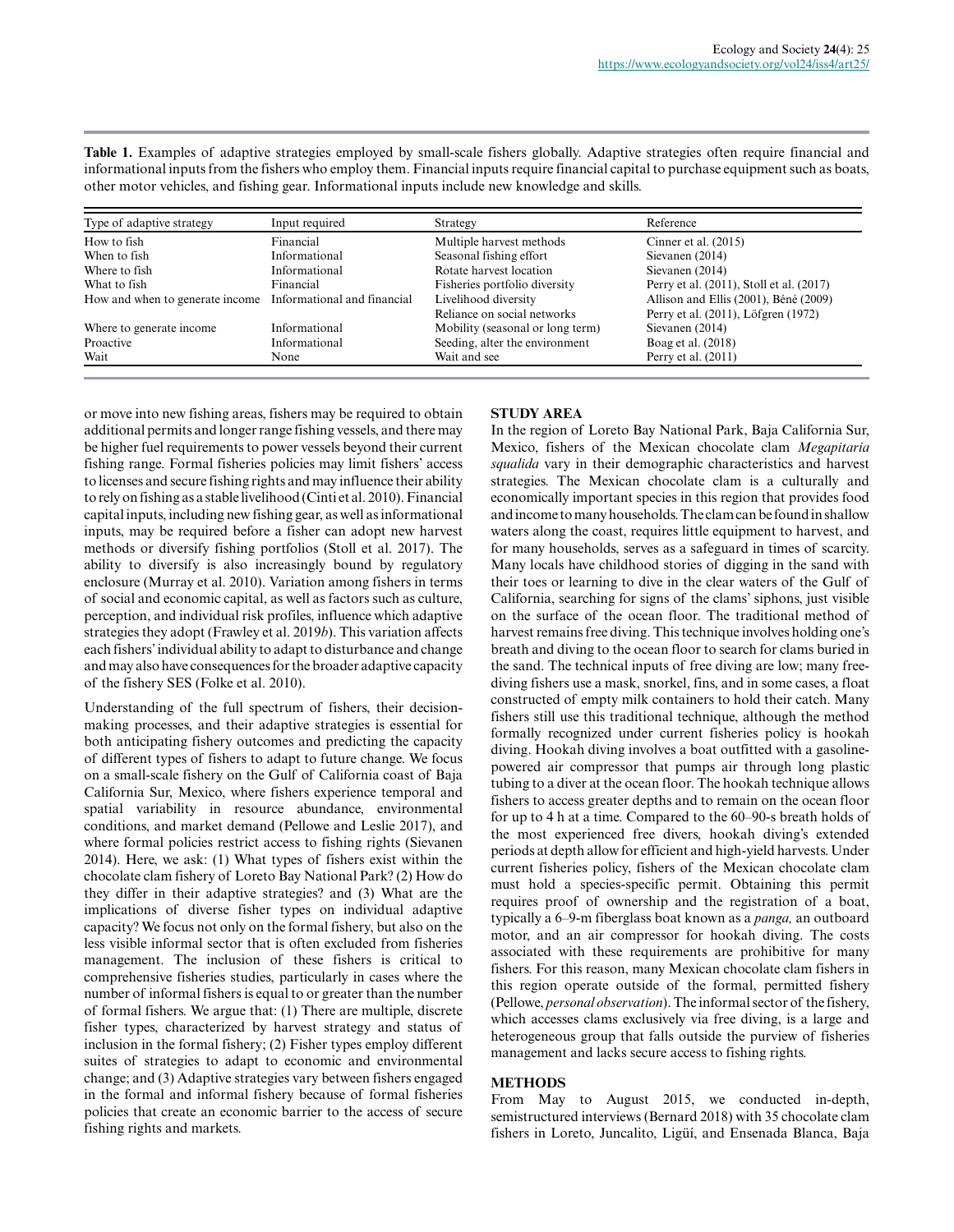**Table 1.** Examples of adaptive strategies employed by small-scale fishers globally. Adaptive strategies often require financial and informational inputs from the fishers who employ them. Financial inputs require financial capital to purchase equipment such as boats, other motor vehicles, and fishing gear. Informational inputs include new knowledge and skills.

| Type of adaptive strategy | Input required | Strategy | Reference |
|---|---|---|---|
| How to fish | Financial | Multiple harvest methods | Cinner et al. (2015) |
| When to fish | Informational | Seasonal fishing effort | Sievanen (2014) |
| Where to fish | Informational | Rotate harvest location | Sievanen (2014) |
| What to fish | Financial | Fisheries portfolio diversity | Perry et al. (2011), Stoll et al. (2017) |
| How and when to generate income | Informational and financial | Livelihood diversity | Allison and Ellis (2001), Béné (2009) |
| | | Reliance on social networks | Perry et al. (2011), Löfgren (1972) |
| Where to generate income | Informational | Mobility (seasonal or long term) | Sievanen (2014) |
| Proactive | Informational | Seeding, alter the environment | Boag et al. (2018) |
| Wait | None | Wait and see | Perry et al. (2011) |

or move into new fishing areas, fishers may be required to obtain additional permits and longer range fishing vessels, and there may be higher fuel requirements to power vessels beyond their current fishing range. Formal fisheries policies may limit fishers' access to licenses and secure fishing rights and may influence their ability to rely on fishing as a stable livelihood (Cinti et al. 2010). Financial capital inputs, including new fishing gear, as well as informational inputs, may be required before a fisher can adopt new harvest methods or diversify fishing portfolios (Stoll et al. 2017). The ability to diversify is also increasingly bound by regulatory enclosure (Murray et al. 2010). Variation among fishers in terms of social and economic capital, as well as factors such as culture, perception, and individual risk profiles, influence which adaptive strategies they adopt (Frawley et al. 2019*b*). This variation affects each fishers' individual ability to adapt to disturbance and change and may also have consequences for the broader adaptive capacity of the fishery SES (Folke et al. 2010).

Understanding of the full spectrum of fishers, their decision-making processes, and their adaptive strategies is essential for both anticipating fishery outcomes and predicting the capacity of different types of fishers to adapt to future change. We focus on a small-scale fishery on the Gulf of California coast of Baja California Sur, Mexico, where fishers experience temporal and spatial variability in resource abundance, environmental conditions, and market demand (Pellowe and Leslie 2017), and where formal policies restrict access to fishing rights (Sievanen 2014). Here, we ask: (1) What types of fishers exist within the chocolate clam fishery of Loreto Bay National Park? (2) How do they differ in their adaptive strategies? and (3) What are the implications of diverse fisher types on individual adaptive capacity? We focus not only on the formal fishery, but also on the less visible informal sector that is often excluded from fisheries management. The inclusion of these fishers is critical to comprehensive fisheries studies, particularly in cases where the number of informal fishers is equal to or greater than the number of formal fishers. We argue that: (1) There are multiple, discrete fisher types, characterized by harvest strategy and status of inclusion in the formal fishery; (2) Fisher types employ different suites of strategies to adapt to economic and environmental change; and (3) Adaptive strategies vary between fishers engaged in the formal and informal fishery because of formal fisheries policies that create an economic barrier to the access of secure fishing rights and markets.

## STUDY AREA

In the region of Loreto Bay National Park, Baja California Sur, Mexico, fishers of the Mexican chocolate clam *Megapitaria squalida* vary in their demographic characteristics and harvest strategies. The Mexican chocolate clam is a culturally and economically important species in this region that provides food and income to many households. The clam can be found in shallow waters along the coast, requires little equipment to harvest, and for many households, serves as a safeguard in times of scarcity. Many locals have childhood stories of digging in the sand with their toes or learning to dive in the clear waters of the Gulf of California, searching for signs of the clams' siphons, just visible on the surface of the ocean floor. The traditional method of harvest remains free diving. This technique involves holding one's breath and diving to the ocean floor to search for clams buried in the sand. The technical inputs of free diving are low; many free-diving fishers use a mask, snorkel, fins, and in some cases, a float constructed of empty milk containers to hold their catch. Many fishers still use this traditional technique, although the method formally recognized under current fisheries policy is hookah diving. Hookah diving involves a boat outfitted with a gasoline-powered air compressor that pumps air through long plastic tubing to a diver at the ocean floor. The hookah technique allows fishers to access greater depths and to remain on the ocean floor for up to 4 h at a time. Compared to the 60–90-s breath holds of the most experienced free divers, hookah diving's extended periods at depth allow for efficient and high-yield harvests. Under current fisheries policy, fishers of the Mexican chocolate clam must hold a species-specific permit. Obtaining this permit requires proof of ownership and the registration of a boat, typically a 6–9-m fiberglass boat known as a *panga,* an outboard motor, and an air compressor for hookah diving. The costs associated with these requirements are prohibitive for many fishers. For this reason, many Mexican chocolate clam fishers in this region operate outside of the formal, permitted fishery (Pellowe, *personal observation*). The informal sector of the fishery, which accesses clams exclusively via free diving, is a large and heterogeneous group that falls outside the purview of fisheries management and lacks secure access to fishing rights.

## METHODS

From May to August 2015, we conducted in-depth, semistructured interviews (Bernard 2018) with 35 chocolate clam fishers in Loreto, Juncalito, Ligüí, and Ensenada Blanca, Baja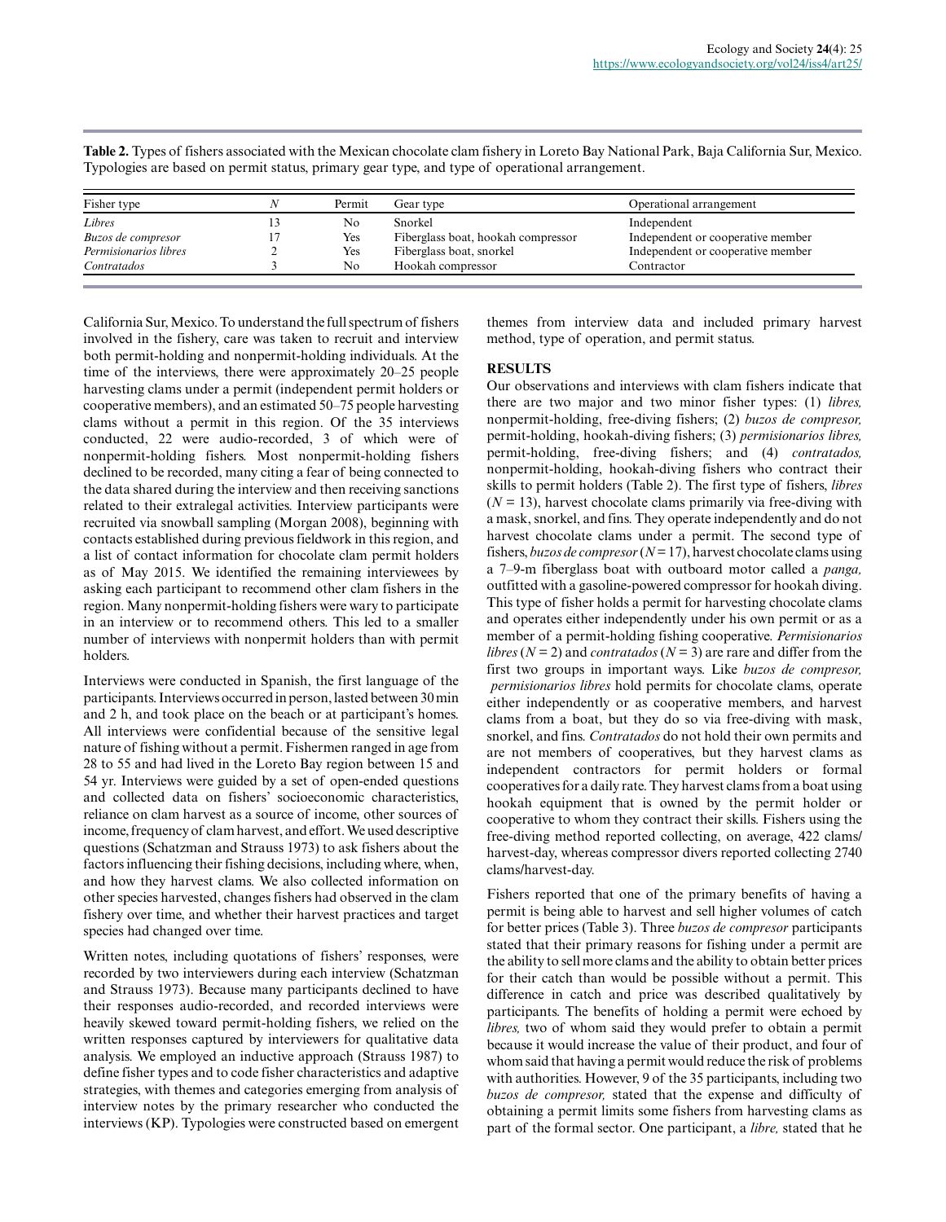**Table 2.** Types of fishers associated with the Mexican chocolate clam fishery in Loreto Bay National Park, Baja California Sur, Mexico. Typologies are based on permit status, primary gear type, and type of operational arrangement.

| Fisher type | *N* | Permit | Gear type | Operational arrangement |
|---|---|---|---|---|
| *Libres* | 13 | No | Snorkel | Independent |
| *Buzos de compresor* | 17 | Yes | Fiberglass boat, hookah compressor | Independent or cooperative member |
| *Permisionarios libres* | 2 | Yes | Fiberglass boat, snorkel | Independent or cooperative member |
| *Contratados* | 3 | No | Hookah compressor | Contractor |

California Sur, Mexico. To understand the full spectrum of fishers involved in the fishery, care was taken to recruit and interview both permit-holding and nonpermit-holding individuals. At the time of the interviews, there were approximately 20–25 people harvesting clams under a permit (independent permit holders or cooperative members), and an estimated 50–75 people harvesting clams without a permit in this region. Of the 35 interviews conducted, 22 were audio-recorded, 3 of which were of nonpermit-holding fishers. Most nonpermit-holding fishers declined to be recorded, many citing a fear of being connected to the data shared during the interview and then receiving sanctions related to their extralegal activities. Interview participants were recruited via snowball sampling (Morgan 2008), beginning with contacts established during previous fieldwork in this region, and a list of contact information for chocolate clam permit holders as of May 2015. We identified the remaining interviewees by asking each participant to recommend other clam fishers in the region. Many nonpermit-holding fishers were wary to participate in an interview or to recommend others. This led to a smaller number of interviews with nonpermit holders than with permit holders.

Interviews were conducted in Spanish, the first language of the participants. Interviews occurred in person, lasted between 30 min and 2 h, and took place on the beach or at participant's homes. All interviews were confidential because of the sensitive legal nature of fishing without a permit. Fishermen ranged in age from 28 to 55 and had lived in the Loreto Bay region between 15 and 54 yr. Interviews were guided by a set of open-ended questions and collected data on fishers' socioeconomic characteristics, reliance on clam harvest as a source of income, other sources of income, frequency of clam harvest, and effort. We used descriptive questions (Schatzman and Strauss 1973) to ask fishers about the factors influencing their fishing decisions, including where, when, and how they harvest clams. We also collected information on other species harvested, changes fishers had observed in the clam fishery over time, and whether their harvest practices and target species had changed over time.

Written notes, including quotations of fishers' responses, were recorded by two interviewers during each interview (Schatzman and Strauss 1973). Because many participants declined to have their responses audio-recorded, and recorded interviews were heavily skewed toward permit-holding fishers, we relied on the written responses captured by interviewers for qualitative data analysis. We employed an inductive approach (Strauss 1987) to define fisher types and to code fisher characteristics and adaptive strategies, with themes and categories emerging from analysis of interview notes by the primary researcher who conducted the interviews (KP). Typologies were constructed based on emergent themes from interview data and included primary harvest method, type of operation, and permit status.

## RESULTS

Our observations and interviews with clam fishers indicate that there are two major and two minor fisher types: (1) *libres,* nonpermit-holding, free-diving fishers; (2) *buzos de compresor,* permit-holding, hookah-diving fishers; (3) *permisionarios libres,* permit-holding, free-diving fishers; and (4) *contratados,* nonpermit-holding, hookah-diving fishers who contract their skills to permit holders (Table 2). The first type of fishers, *libres* ($N = 13$), harvest chocolate clams primarily via free-diving with a mask, snorkel, and fins. They operate independently and do not harvest chocolate clams under a permit. The second type of fishers, *buzos de compresor* ($N = 17$), harvest chocolate clams using a 7–9-m fiberglass boat with outboard motor called a *panga,* outfitted with a gasoline-powered compressor for hookah diving. This type of fisher holds a permit for harvesting chocolate clams and operates either independently under his own permit or as a member of a permit-holding fishing cooperative. *Permisionarios libres* ($N = 2$) and *contratados* ($N = 3$) are rare and differ from the first two groups in important ways. Like *buzos de compresor, permisionarios libres* hold permits for chocolate clams, operate either independently or as cooperative members, and harvest clams from a boat, but they do so via free-diving with mask, snorkel, and fins. *Contratados* do not hold their own permits and are not members of cooperatives, but they harvest clams as independent contractors for permit holders or formal cooperatives for a daily rate. They harvest clams from a boat using hookah equipment that is owned by the permit holder or cooperative to whom they contract their skills. Fishers using the free-diving method reported collecting, on average, 422 clams/harvest-day, whereas compressor divers reported collecting 2740 clams/harvest-day.

Fishers reported that one of the primary benefits of having a permit is being able to harvest and sell higher volumes of catch for better prices (Table 3). Three *buzos de compresor* participants stated that their primary reasons for fishing under a permit are the ability to sell more clams and the ability to obtain better prices for their catch than would be possible without a permit. This difference in catch and price was described qualitatively by participants. The benefits of holding a permit were echoed by *libres,* two of whom said they would prefer to obtain a permit because it would increase the value of their product, and four of whom said that having a permit would reduce the risk of problems with authorities. However, 9 of the 35 participants, including two *buzos de compresor,* stated that the expense and difficulty of obtaining a permit limits some fishers from harvesting clams as part of the formal sector. One participant, a *libre,* stated that he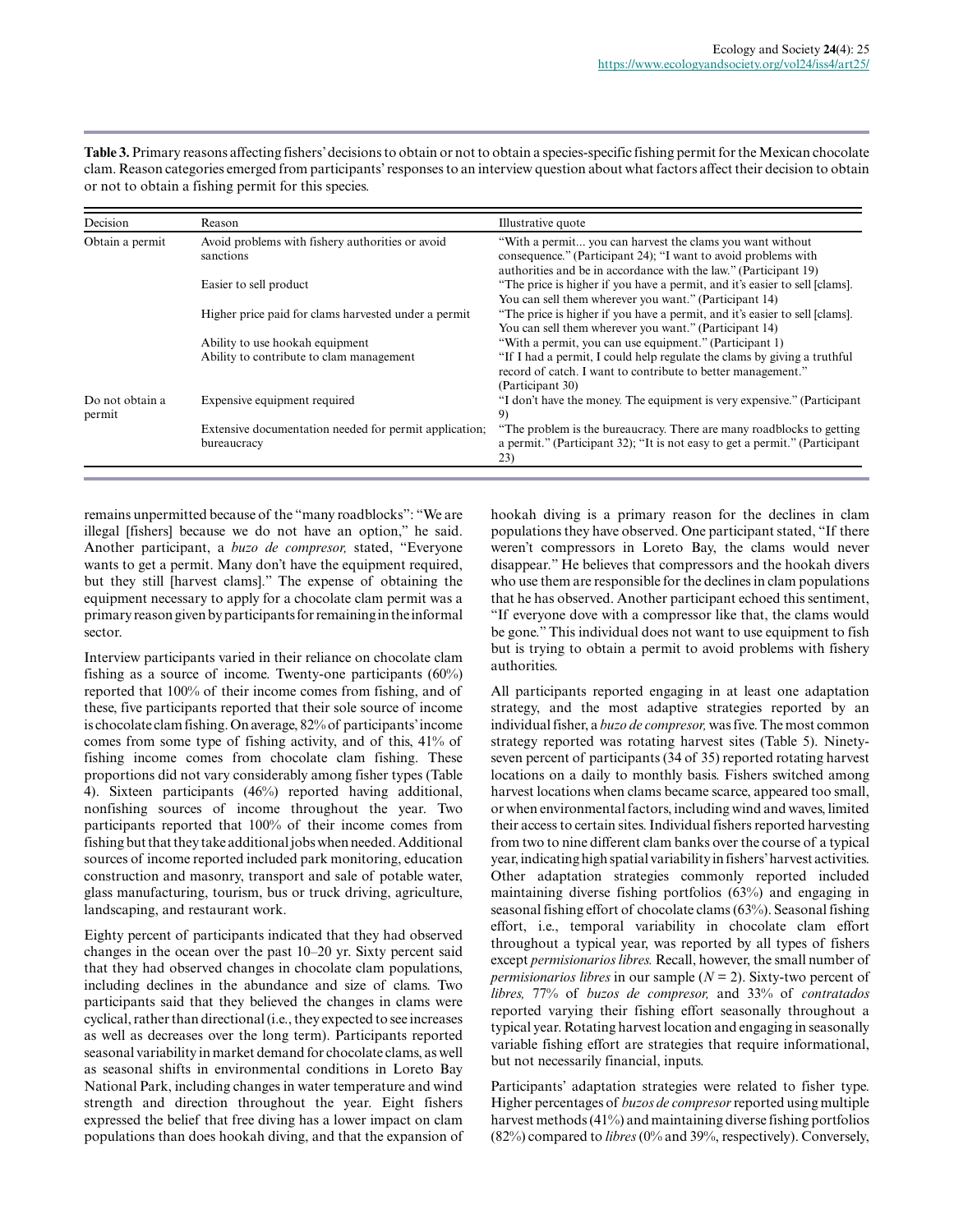**Table 3.** Primary reasons affecting fishers' decisions to obtain or not to obtain a species-specific fishing permit for the Mexican chocolate clam. Reason categories emerged from participants' responses to an interview question about what factors affect their decision to obtain or not to obtain a fishing permit for this species.

| Decision | Reason | Illustrative quote |
|---|---|---|
| Obtain a permit | Avoid problems with fishery authorities or avoid sanctions | "With a permit... you can harvest the clams you want without consequence." (Participant 24); "I want to avoid problems with authorities and be in accordance with the law." (Participant 19) |
| | Easier to sell product | "The price is higher if you have a permit, and it's easier to sell [clams]. You can sell them wherever you want." (Participant 14) |
| | Higher price paid for clams harvested under a permit | "The price is higher if you have a permit, and it's easier to sell [clams]. You can sell them wherever you want." (Participant 14) |
| | Ability to use hookah equipment | "With a permit, you can use equipment." (Participant 1) |
| | Ability to contribute to clam management | "If I had a permit, I could help regulate the clams by giving a truthful record of catch. I want to contribute to better management." (Participant 30) |
| Do not obtain a permit | Expensive equipment required | "I don't have the money. The equipment is very expensive." (Participant 9) |
| | Extensive documentation needed for permit application; bureaucracy | "The problem is the bureaucracy. There are many roadblocks to getting a permit." (Participant 32); "It is not easy to get a permit." (Participant 23) |

remains unpermitted because of the "many roadblocks": "We are illegal [fishers] because we do not have an option," he said. Another participant, a *buzo de compresor,* stated, "Everyone wants to get a permit. Many don't have the equipment required, but they still [harvest clams]." The expense of obtaining the equipment necessary to apply for a chocolate clam permit was a primary reason given by participants for remaining in the informal sector.

Interview participants varied in their reliance on chocolate clam fishing as a source of income. Twenty-one participants (60%) reported that 100% of their income comes from fishing, and of these, five participants reported that their sole source of income is chocolate clam fishing. On average, 82% of participants' income comes from some type of fishing activity, and of this, 41% of fishing income comes from chocolate clam fishing. These proportions did not vary considerably among fisher types (Table 4). Sixteen participants (46%) reported having additional, nonfishing sources of income throughout the year. Two participants reported that 100% of their income comes from fishing but that they take additional jobs when needed. Additional sources of income reported included park monitoring, education construction and masonry, transport and sale of potable water, glass manufacturing, tourism, bus or truck driving, agriculture, landscaping, and restaurant work.

Eighty percent of participants indicated that they had observed changes in the ocean over the past 10–20 yr. Sixty percent said that they had observed changes in chocolate clam populations, including declines in the abundance and size of clams. Two participants said that they believed the changes in clams were cyclical, rather than directional (i.e., they expected to see increases as well as decreases over the long term). Participants reported seasonal variability in market demand for chocolate clams, as well as seasonal shifts in environmental conditions in Loreto Bay National Park, including changes in water temperature and wind strength and direction throughout the year. Eight fishers expressed the belief that free diving has a lower impact on clam populations than does hookah diving, and that the expansion of hookah diving is a primary reason for the declines in clam populations they have observed. One participant stated, "If there weren't compressors in Loreto Bay, the clams would never disappear." He believes that compressors and the hookah divers who use them are responsible for the declines in clam populations that he has observed. Another participant echoed this sentiment, "If everyone dove with a compressor like that, the clams would be gone." This individual does not want to use equipment to fish but is trying to obtain a permit to avoid problems with fishery authorities.

All participants reported engaging in at least one adaptation strategy, and the most adaptive strategies reported by an individual fisher, a *buzo de compresor,* was five. The most common strategy reported was rotating harvest sites (Table 5). Ninety-seven percent of participants (34 of 35) reported rotating harvest locations on a daily to monthly basis. Fishers switched among harvest locations when clams became scarce, appeared too small, or when environmental factors, including wind and waves, limited their access to certain sites. Individual fishers reported harvesting from two to nine different clam banks over the course of a typical year, indicating high spatial variability in fishers' harvest activities. Other adaptation strategies commonly reported included maintaining diverse fishing portfolios (63%) and engaging in seasonal fishing effort of chocolate clams (63%). Seasonal fishing effort, i.e., temporal variability in chocolate clam effort throughout a typical year, was reported by all types of fishers except *permisionarios libres.* Recall, however, the small number of *permisionarios libres* in our sample ($N = 2$). Sixty-two percent of *libres,* 77% of *buzos de compresor,* and 33% of *contratados* reported varying their fishing effort seasonally throughout a typical year. Rotating harvest location and engaging in seasonally variable fishing effort are strategies that require informational, but not necessarily financial, inputs.

Participants' adaptation strategies were related to fisher type. Higher percentages of *buzos de compresor* reported using multiple harvest methods (41%) and maintaining diverse fishing portfolios (82%) compared to *libres* (0% and 39%, respectively). Conversely,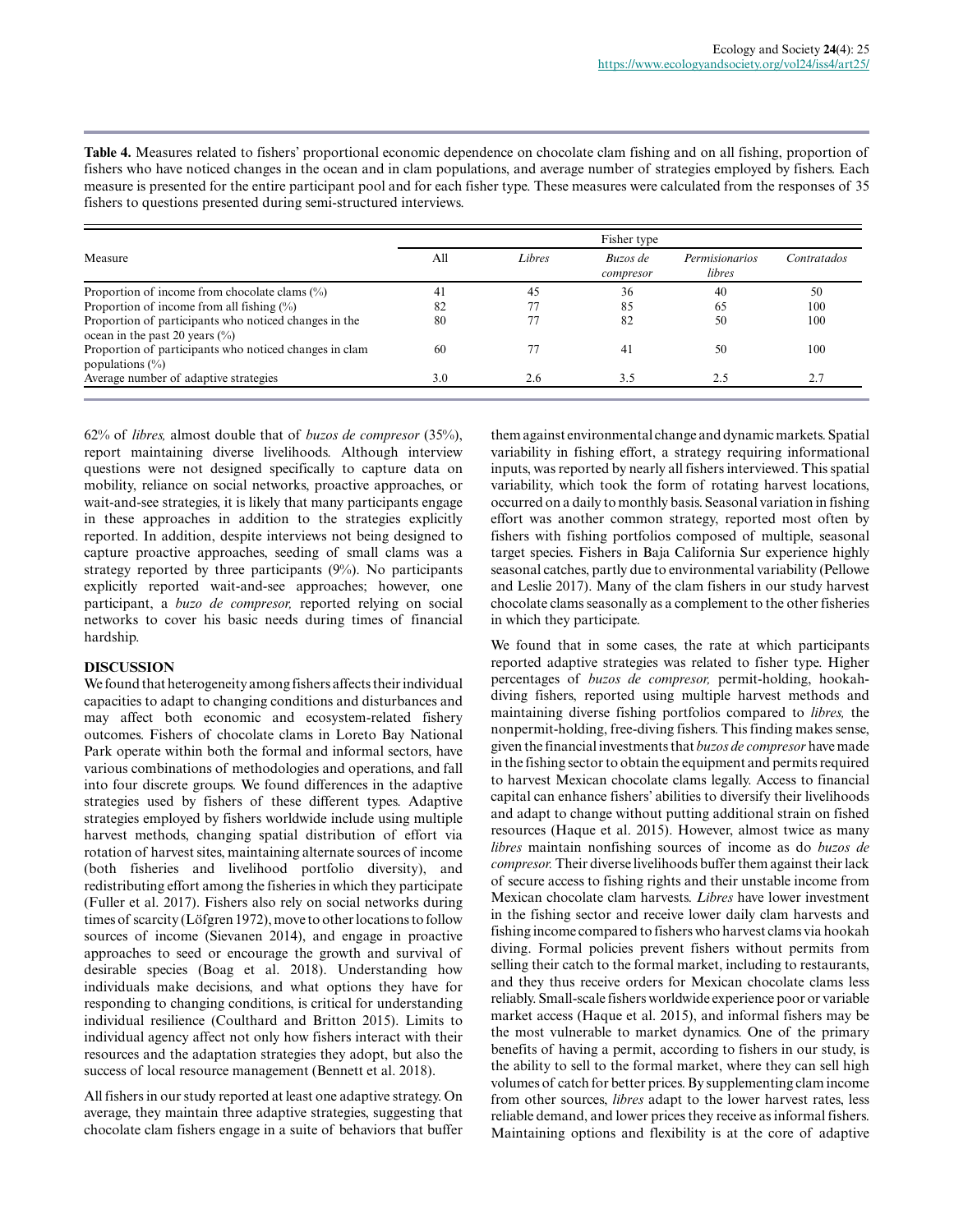**Table 4.** Measures related to fishers' proportional economic dependence on chocolate clam fishing and on all fishing, proportion of fishers who have noticed changes in the ocean and in clam populations, and average number of strategies employed by fishers. Each measure is presented for the entire participant pool and for each fisher type. These measures were calculated from the responses of 35 fishers to questions presented during semi-structured interviews.

| Measure | Fisher type | | | | |
|---|---|---|---|---|---|
| | All | *Libres* | *Buzos de compresor* | *Permisionarios libres* | *Contratados* |
| Proportion of income from chocolate clams (%) | 41 | 45 | 36 | 40 | 50 |
| Proportion of income from all fishing (%) | 82 | 77 | 85 | 65 | 100 |
| Proportion of participants who noticed changes in the ocean in the past 20 years (%) | 80 | 77 | 82 | 50 | 100 |
| Proportion of participants who noticed changes in clam populations (%) | 60 | 77 | 41 | 50 | 100 |
| Average number of adaptive strategies | 3.0 | 2.6 | 3.5 | 2.5 | 2.7 |

62% of *libres,* almost double that of *buzos de compresor* (35%), report maintaining diverse livelihoods. Although interview questions were not designed specifically to capture data on mobility, reliance on social networks, proactive approaches, or wait-and-see strategies, it is likely that many participants engage in these approaches in addition to the strategies explicitly reported. In addition, despite interviews not being designed to capture proactive approaches, seeding of small clams was a strategy reported by three participants (9%). No participants explicitly reported wait-and-see approaches; however, one participant, a *buzo de compresor,* reported relying on social networks to cover his basic needs during times of financial hardship.

## DISCUSSION

We found that heterogeneity among fishers affects their individual capacities to adapt to changing conditions and disturbances and may affect both economic and ecosystem-related fishery outcomes. Fishers of chocolate clams in Loreto Bay National Park operate within both the formal and informal sectors, have various combinations of methodologies and operations, and fall into four discrete groups. We found differences in the adaptive strategies used by fishers of these different types. Adaptive strategies employed by fishers worldwide include using multiple harvest methods, changing spatial distribution of effort via rotation of harvest sites, maintaining alternate sources of income (both fisheries and livelihood portfolio diversity), and redistributing effort among the fisheries in which they participate (Fuller et al. 2017). Fishers also rely on social networks during times of scarcity (Löfgren 1972), move to other locations to follow sources of income (Sievanen 2014), and engage in proactive approaches to seed or encourage the growth and survival of desirable species (Boag et al. 2018). Understanding how individuals make decisions, and what options they have for responding to changing conditions, is critical for understanding individual resilience (Coulthard and Britton 2015). Limits to individual agency affect not only how fishers interact with their resources and the adaptation strategies they adopt, but also the success of local resource management (Bennett et al. 2018).

All fishers in our study reported at least one adaptive strategy. On average, they maintain three adaptive strategies, suggesting that chocolate clam fishers engage in a suite of behaviors that buffer them against environmental change and dynamic markets. Spatial variability in fishing effort, a strategy requiring informational inputs, was reported by nearly all fishers interviewed. This spatial variability, which took the form of rotating harvest locations, occurred on a daily to monthly basis. Seasonal variation in fishing effort was another common strategy, reported most often by fishers with fishing portfolios composed of multiple, seasonal target species. Fishers in Baja California Sur experience highly seasonal catches, partly due to environmental variability (Pellowe and Leslie 2017). Many of the clam fishers in our study harvest chocolate clams seasonally as a complement to the other fisheries in which they participate.

We found that in some cases, the rate at which participants reported adaptive strategies was related to fisher type. Higher percentages of *buzos de compresor,* permit-holding, hookah-diving fishers, reported using multiple harvest methods and maintaining diverse fishing portfolios compared to *libres,* the nonpermit-holding, free-diving fishers. This finding makes sense, given the financial investments that *buzos de compresor* have made in the fishing sector to obtain the equipment and permits required to harvest Mexican chocolate clams legally. Access to financial capital can enhance fishers' abilities to diversify their livelihoods and adapt to change without putting additional strain on fished resources (Haque et al. 2015). However, almost twice as many *libres* maintain nonfishing sources of income as do *buzos de compresor.* Their diverse livelihoods buffer them against their lack of secure access to fishing rights and their unstable income from Mexican chocolate clam harvests. *Libres* have lower investment in the fishing sector and receive lower daily clam harvests and fishing income compared to fishers who harvest clams via hookah diving. Formal policies prevent fishers without permits from selling their catch to the formal market, including to restaurants, and they thus receive orders for Mexican chocolate clams less reliably. Small-scale fishers worldwide experience poor or variable market access (Haque et al. 2015), and informal fishers may be the most vulnerable to market dynamics. One of the primary benefits of having a permit, according to fishers in our study, is the ability to sell to the formal market, where they can sell high volumes of catch for better prices. By supplementing clam income from other sources, *libres* adapt to the lower harvest rates, less reliable demand, and lower prices they receive as informal fishers. Maintaining options and flexibility is at the core of adaptive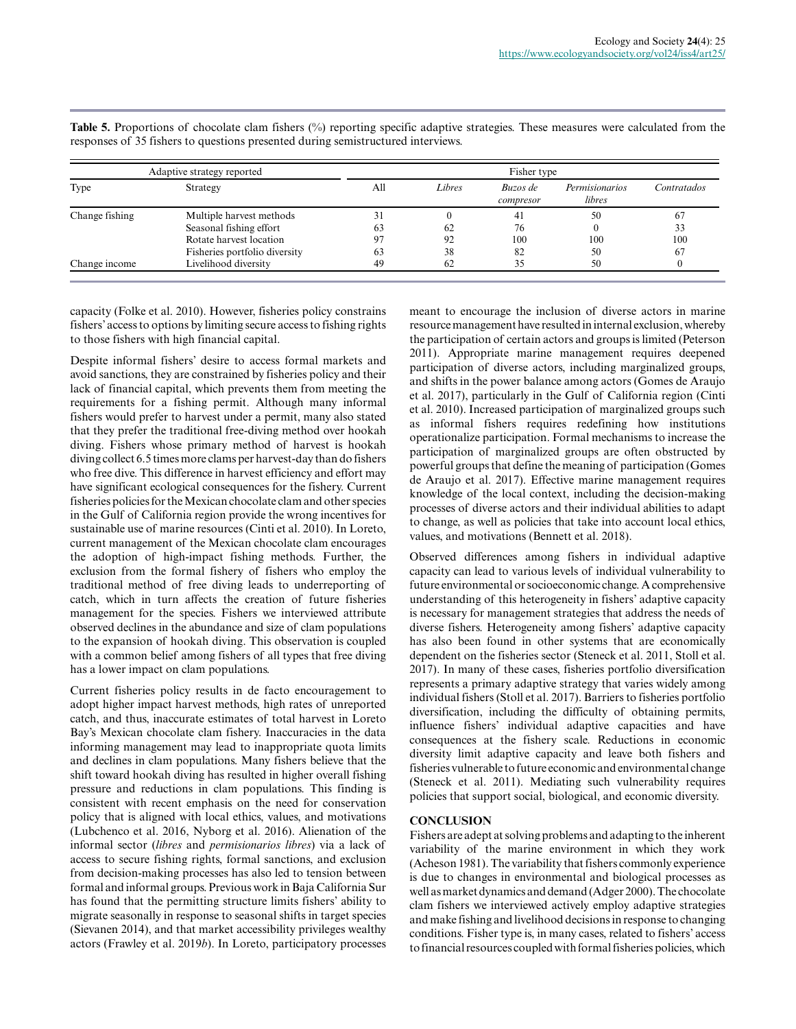**Table 5.** Proportions of chocolate clam fishers (%) reporting specific adaptive strategies. These measures were calculated from the responses of 35 fishers to questions presented during semistructured interviews.

| Adaptive strategy reported | | Fisher type | | | | |
|---|---|---|---|---|---|---|
| Type | Strategy | All | *Libres* | *Buzos de compresor* | *Permisionarios libres* | *Contratados* |
| Change fishing | Multiple harvest methods | 31 | 0 | 41 | 50 | 67 |
| | Seasonal fishing effort | 63 | 62 | 76 | 0 | 33 |
| | Rotate harvest location | 97 | 92 | 100 | 100 | 100 |
| | Fisheries portfolio diversity | 63 | 38 | 82 | 50 | 67 |
| Change income | Livelihood diversity | 49 | 62 | 35 | 50 | 0 |

capacity (Folke et al. 2010). However, fisheries policy constrains fishers' access to options by limiting secure access to fishing rights to those fishers with high financial capital.

Despite informal fishers' desire to access formal markets and avoid sanctions, they are constrained by fisheries policy and their lack of financial capital, which prevents them from meeting the requirements for a fishing permit. Although many informal fishers would prefer to harvest under a permit, many also stated that they prefer the traditional free-diving method over hookah diving. Fishers whose primary method of harvest is hookah diving collect 6.5 times more clams per harvest-day than do fishers who free dive. This difference in harvest efficiency and effort may have significant ecological consequences for the fishery. Current fisheries policies for the Mexican chocolate clam and other species in the Gulf of California region provide the wrong incentives for sustainable use of marine resources (Cinti et al. 2010). In Loreto, current management of the Mexican chocolate clam encourages the adoption of high-impact fishing methods. Further, the exclusion from the formal fishery of fishers who employ the traditional method of free diving leads to underreporting of catch, which in turn affects the creation of future fisheries management for the species. Fishers we interviewed attribute observed declines in the abundance and size of clam populations to the expansion of hookah diving. This observation is coupled with a common belief among fishers of all types that free diving has a lower impact on clam populations.

Current fisheries policy results in de facto encouragement to adopt higher impact harvest methods, high rates of unreported catch, and thus, inaccurate estimates of total harvest in Loreto Bay's Mexican chocolate clam fishery. Inaccuracies in the data informing management may lead to inappropriate quota limits and declines in clam populations. Many fishers believe that the shift toward hookah diving has resulted in higher overall fishing pressure and reductions in clam populations. This finding is consistent with recent emphasis on the need for conservation policy that is aligned with local ethics, values, and motivations (Lubchenco et al. 2016, Nyborg et al. 2016). Alienation of the informal sector (*libres* and *permisionarios libres*) via a lack of access to secure fishing rights, formal sanctions, and exclusion from decision-making processes has also led to tension between formal and informal groups. Previous work in Baja California Sur has found that the permitting structure limits fishers' ability to migrate seasonally in response to seasonal shifts in target species (Sievanen 2014), and that market accessibility privileges wealthy actors (Frawley et al. 2019*b*). In Loreto, participatory processes meant to encourage the inclusion of diverse actors in marine resource management have resulted in internal exclusion, whereby the participation of certain actors and groups is limited (Peterson 2011). Appropriate marine management requires deepened participation of diverse actors, including marginalized groups, and shifts in the power balance among actors (Gomes de Araujo et al. 2017), particularly in the Gulf of California region (Cinti et al. 2010). Increased participation of marginalized groups such as informal fishers requires redefining how institutions operationalize participation. Formal mechanisms to increase the participation of marginalized groups are often obstructed by powerful groups that define the meaning of participation (Gomes de Araujo et al. 2017). Effective marine management requires knowledge of the local context, including the decision-making processes of diverse actors and their individual abilities to adapt to change, as well as policies that take into account local ethics, values, and motivations (Bennett et al. 2018).

Observed differences among fishers in individual adaptive capacity can lead to various levels of individual vulnerability to future environmental or socioeconomic change. A comprehensive understanding of this heterogeneity in fishers' adaptive capacity is necessary for management strategies that address the needs of diverse fishers. Heterogeneity among fishers' adaptive capacity has also been found in other systems that are economically dependent on the fisheries sector (Steneck et al. 2011, Stoll et al. 2017). In many of these cases, fisheries portfolio diversification represents a primary adaptive strategy that varies widely among individual fishers (Stoll et al. 2017). Barriers to fisheries portfolio diversification, including the difficulty of obtaining permits, influence fishers' individual adaptive capacities and have consequences at the fishery scale. Reductions in economic diversity limit adaptive capacity and leave both fishers and fisheries vulnerable to future economic and environmental change (Steneck et al. 2011). Mediating such vulnerability requires policies that support social, biological, and economic diversity.

## CONCLUSION

Fishers are adept at solving problems and adapting to the inherent variability of the marine environment in which they work (Acheson 1981). The variability that fishers commonly experience is due to changes in environmental and biological processes as well as market dynamics and demand (Adger 2000). The chocolate clam fishers we interviewed actively employ adaptive strategies and make fishing and livelihood decisions in response to changing conditions. Fisher type is, in many cases, related to fishers' access to financial resources coupled with formal fisheries policies, which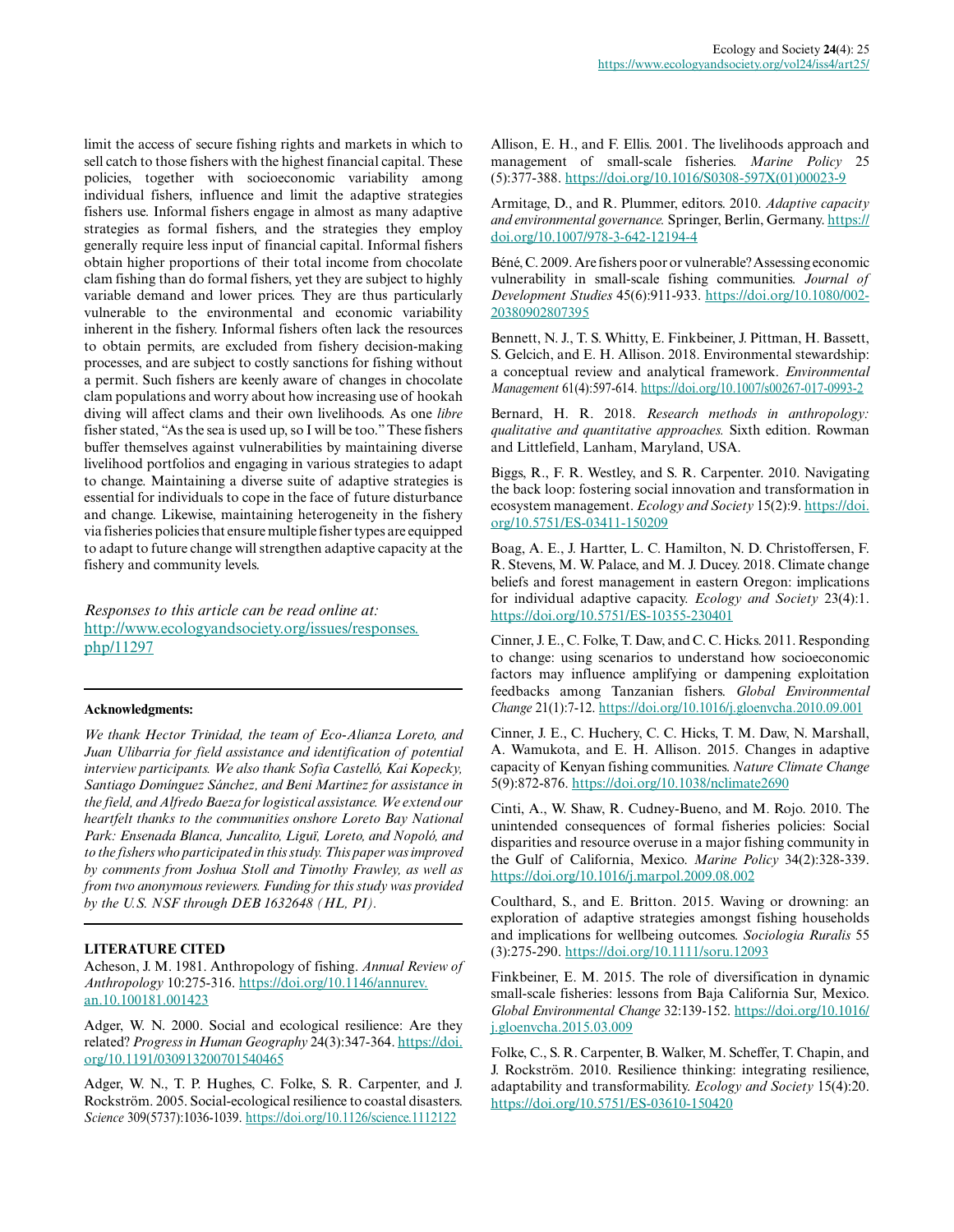limit the access of secure fishing rights and markets in which to sell catch to those fishers with the highest financial capital. These policies, together with socioeconomic variability among individual fishers, influence and limit the adaptive strategies fishers use. Informal fishers engage in almost as many adaptive strategies as formal fishers, and the strategies they employ generally require less input of financial capital. Informal fishers obtain higher proportions of their total income from chocolate clam fishing than do formal fishers, yet they are subject to highly variable demand and lower prices. They are thus particularly vulnerable to the environmental and economic variability inherent in the fishery. Informal fishers often lack the resources to obtain permits, are excluded from fishery decision-making processes, and are subject to costly sanctions for fishing without a permit. Such fishers are keenly aware of changes in chocolate clam populations and worry about how increasing use of hookah diving will affect clams and their own livelihoods. As one *libre* fisher stated, "As the sea is used up, so I will be too." These fishers buffer themselves against vulnerabilities by maintaining diverse livelihood portfolios and engaging in various strategies to adapt to change. Maintaining a diverse suite of adaptive strategies is essential for individuals to cope in the face of future disturbance and change. Likewise, maintaining heterogeneity in the fishery via fisheries policies that ensure multiple fisher types are equipped to adapt to future change will strengthen adaptive capacity at the fishery and community levels.

*Responses to this article can be read online at:* http://www.ecologyandsociety.org/issues/responses.php/11297

**Acknowledgments:**

*We thank Hector Trinidad, the team of Eco-Alianza Loreto, and Juan Ulibarria for field assistance and identification of potential interview participants. We also thank Sofia Castelló, Kai Kopecky, Santiago Domínguez Sánchez, and Beni Martinez for assistance in the field, and Alfredo Baeza for logistical assistance. We extend our heartfelt thanks to the communities onshore Loreto Bay National Park: Ensenada Blanca, Juncalito, Liguï, Loreto, and Nopoló, and to the fishers who participated in this study. This paper was improved by comments from Joshua Stoll and Timothy Frawley, as well as from two anonymous reviewers. Funding for this study was provided by the U.S. NSF through DEB 1632648 (HL, PI).*

## LITERATURE CITED

Acheson, J. M. 1981. Anthropology of fishing. *Annual Review of Anthropology* 10:275-316. https://doi.org/10.1146/annurev.an.10.100181.001423

Adger, W. N. 2000. Social and ecological resilience: Are they related? *Progress in Human Geography* 24(3):347-364. https://doi.org/10.1191/030913200701540465

Adger, W. N., T. P. Hughes, C. Folke, S. R. Carpenter, and J. Rockström. 2005. Social-ecological resilience to coastal disasters. *Science* 309(5737):1036-1039. https://doi.org/10.1126/science.1112122

Allison, E. H., and F. Ellis. 2001. The livelihoods approach and management of small-scale fisheries. *Marine Policy* 25 (5):377-388. https://doi.org/10.1016/S0308-597X(01)00023-9

Armitage, D., and R. Plummer, editors. 2010. *Adaptive capacity and environmental governance.* Springer, Berlin, Germany. https://doi.org/10.1007/978-3-642-12194-4

Béné, C. 2009. Are fishers poor or vulnerable? Assessing economic vulnerability in small-scale fishing communities. *Journal of Development Studies* 45(6):911-933. https://doi.org/10.1080/00220380902807395

Bennett, N. J., T. S. Whitty, E. Finkbeiner, J. Pittman, H. Bassett, S. Gelcich, and E. H. Allison. 2018. Environmental stewardship: a conceptual review and analytical framework. *Environmental Management* 61(4):597-614. https://doi.org/10.1007/s00267-017-0993-2

Bernard, H. R. 2018. *Research methods in anthropology: qualitative and quantitative approaches.* Sixth edition. Rowman and Littlefield, Lanham, Maryland, USA.

Biggs, R., F. R. Westley, and S. R. Carpenter. 2010. Navigating the back loop: fostering social innovation and transformation in ecosystem management. *Ecology and Society* 15(2):9. https://doi.org/10.5751/ES-03411-150209

Boag, A. E., J. Hartter, L. C. Hamilton, N. D. Christoffersen, F. R. Stevens, M. W. Palace, and M. J. Ducey. 2018. Climate change beliefs and forest management in eastern Oregon: implications for individual adaptive capacity. *Ecology and Society* 23(4):1. https://doi.org/10.5751/ES-10355-230401

Cinner, J. E., C. Folke, T. Daw, and C. C. Hicks. 2011. Responding to change: using scenarios to understand how socioeconomic factors may influence amplifying or dampening exploitation feedbacks among Tanzanian fishers. *Global Environmental Change* 21(1):7-12. https://doi.org/10.1016/j.gloenvcha.2010.09.001

Cinner, J. E., C. Huchery, C. C. Hicks, T. M. Daw, N. Marshall, A. Wamukota, and E. H. Allison. 2015. Changes in adaptive capacity of Kenyan fishing communities. *Nature Climate Change* 5(9):872-876. https://doi.org/10.1038/nclimate2690

Cinti, A., W. Shaw, R. Cudney-Bueno, and M. Rojo. 2010. The unintended consequences of formal fisheries policies: Social disparities and resource overuse in a major fishing community in the Gulf of California, Mexico. *Marine Policy* 34(2):328-339. https://doi.org/10.1016/j.marpol.2009.08.002

Coulthard, S., and E. Britton. 2015. Waving or drowning: an exploration of adaptive strategies amongst fishing households and implications for wellbeing outcomes. *Sociologia Ruralis* 55 (3):275-290. https://doi.org/10.1111/soru.12093

Finkbeiner, E. M. 2015. The role of diversification in dynamic small-scale fisheries: lessons from Baja California Sur, Mexico. *Global Environmental Change* 32:139-152. https://doi.org/10.1016/j.gloenvcha.2015.03.009

Folke, C., S. R. Carpenter, B. Walker, M. Scheffer, T. Chapin, and J. Rockström. 2010. Resilience thinking: integrating resilience, adaptability and transformability. *Ecology and Society* 15(4):20. https://doi.org/10.5751/ES-03610-150420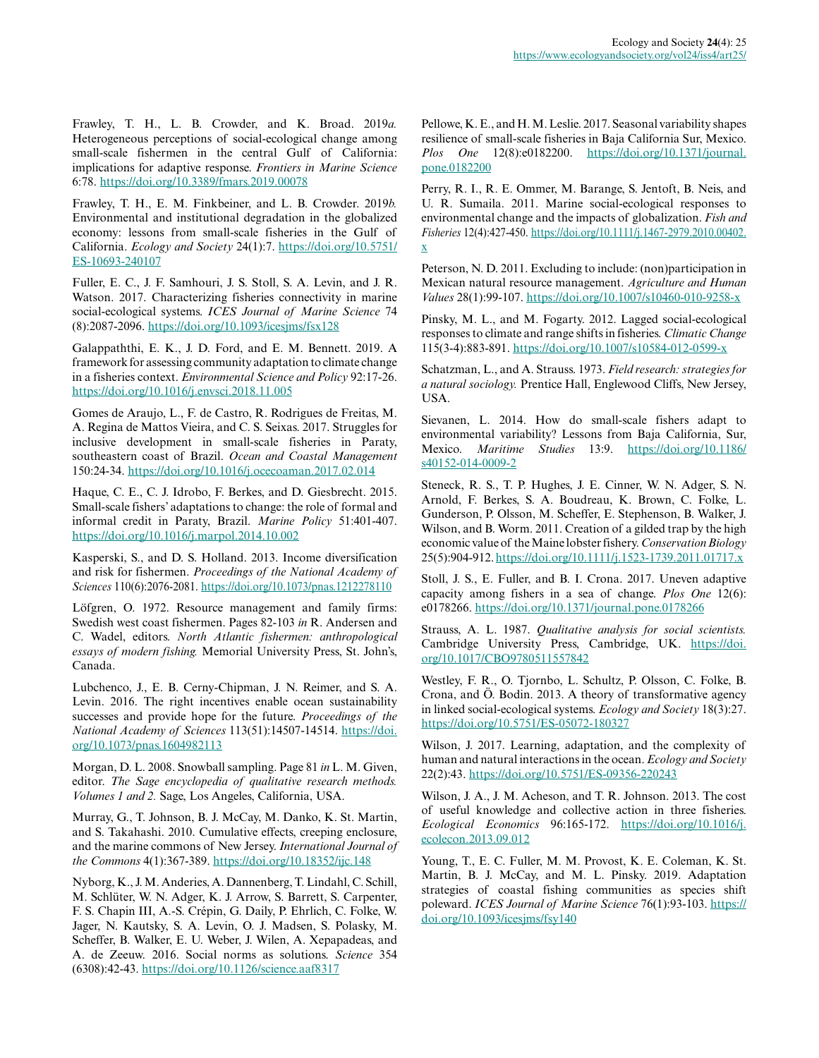Frawley, T. H., L. B. Crowder, and K. Broad. 2019*a.* Heterogeneous perceptions of social-ecological change among small-scale fishermen in the central Gulf of California: implications for adaptive response. *Frontiers in Marine Science* 6:78. https://doi.org/10.3389/fmars.2019.00078

Frawley, T. H., E. M. Finkbeiner, and L. B. Crowder. 2019*b.* Environmental and institutional degradation in the globalized economy: lessons from small-scale fisheries in the Gulf of California. *Ecology and Society* 24(1):7. https://doi.org/10.5751/ES-10693-240107

Fuller, E. C., J. F. Samhouri, J. S. Stoll, S. A. Levin, and J. R. Watson. 2017. Characterizing fisheries connectivity in marine social-ecological systems. *ICES Journal of Marine Science* 74 (8):2087-2096. https://doi.org/10.1093/icesjms/fsx128

Galappaththi, E. K., J. D. Ford, and E. M. Bennett. 2019. A framework for assessing community adaptation to climate change in a fisheries context. *Environmental Science and Policy* 92:17-26. https://doi.org/10.1016/j.envsci.2018.11.005

Gomes de Araujo, L., F. de Castro, R. Rodrigues de Freitas, M. A. Regina de Mattos Vieira, and C. S. Seixas. 2017. Struggles for inclusive development in small-scale fisheries in Paraty, southeastern coast of Brazil. *Ocean and Coastal Management* 150:24-34. https://doi.org/10.1016/j.ocecoaman.2017.02.014

Haque, C. E., C. J. Idrobo, F. Berkes, and D. Giesbrecht. 2015. Small-scale fishers' adaptations to change: the role of formal and informal credit in Paraty, Brazil. *Marine Policy* 51:401-407. https://doi.org/10.1016/j.marpol.2014.10.002

Kasperski, S., and D. S. Holland. 2013. Income diversification and risk for fishermen. *Proceedings of the National Academy of Sciences* 110(6):2076-2081. https://doi.org/10.1073/pnas.1212278110

Löfgren, O. 1972. Resource management and family firms: Swedish west coast fishermen. Pages 82-103 *in* R. Andersen and C. Wadel, editors. *North Atlantic fishermen: anthropological essays of modern fishing.* Memorial University Press, St. John's, Canada.

Lubchenco, J., E. B. Cerny-Chipman, J. N. Reimer, and S. A. Levin. 2016. The right incentives enable ocean sustainability successes and provide hope for the future. *Proceedings of the National Academy of Sciences* 113(51):14507-14514. https://doi.org/10.1073/pnas.1604982113

Morgan, D. L. 2008. Snowball sampling. Page 81 *in* L. M. Given, editor. *The Sage encyclopedia of qualitative research methods. Volumes 1 and 2.* Sage, Los Angeles, California, USA.

Murray, G., T. Johnson, B. J. McCay, M. Danko, K. St. Martin, and S. Takahashi. 2010. Cumulative effects, creeping enclosure, and the marine commons of New Jersey. *International Journal of the Commons* 4(1):367-389. https://doi.org/10.18352/ijc.148

Nyborg, K., J. M. Anderies, A. Dannenberg, T. Lindahl, C. Schill, M. Schlüter, W. N. Adger, K. J. Arrow, S. Barrett, S. Carpenter, F. S. Chapin III, A.-S. Crépin, G. Daily, P. Ehrlich, C. Folke, W. Jager, N. Kautsky, S. A. Levin, O. J. Madsen, S. Polasky, M. Scheffer, B. Walker, E. U. Weber, J. Wilen, A. Xepapadeas, and A. de Zeeuw. 2016. Social norms as solutions. *Science* 354 (6308):42-43. https://doi.org/10.1126/science.aaf8317

Pellowe, K. E., and H. M. Leslie. 2017. Seasonal variability shapes resilience of small-scale fisheries in Baja California Sur, Mexico. *Plos One* 12(8):e0182200. https://doi.org/10.1371/journal.pone.0182200

Perry, R. I., R. E. Ommer, M. Barange, S. Jentoft, B. Neis, and U. R. Sumaila. 2011. Marine social-ecological responses to environmental change and the impacts of globalization. *Fish and Fisheries* 12(4):427-450. https://doi.org/10.1111/j.1467-2979.2010.00402.x

Peterson, N. D. 2011. Excluding to include: (non)participation in Mexican natural resource management. *Agriculture and Human Values* 28(1):99-107. https://doi.org/10.1007/s10460-010-9258-x

Pinsky, M. L., and M. Fogarty. 2012. Lagged social-ecological responses to climate and range shifts in fisheries. *Climatic Change* 115(3-4):883-891. https://doi.org/10.1007/s10584-012-0599-x

Schatzman, L., and A. Strauss. 1973. *Field research: strategies for a natural sociology.* Prentice Hall, Englewood Cliffs, New Jersey, USA.

Sievanen, L. 2014. How do small-scale fishers adapt to environmental variability? Lessons from Baja California, Sur, Mexico. *Maritime Studies* 13:9. https://doi.org/10.1186/s40152-014-0009-2

Steneck, R. S., T. P. Hughes, J. E. Cinner, W. N. Adger, S. N. Arnold, F. Berkes, S. A. Boudreau, K. Brown, C. Folke, L. Gunderson, P. Olsson, M. Scheffer, E. Stephenson, B. Walker, J. Wilson, and B. Worm. 2011. Creation of a gilded trap by the high economic value of the Maine lobster fishery. *Conservation Biology* 25(5):904-912. https://doi.org/10.1111/j.1523-1739.2011.01717.x

Stoll, J. S., E. Fuller, and B. I. Crona. 2017. Uneven adaptive capacity among fishers in a sea of change. *Plos One* 12(6): e0178266. https://doi.org/10.1371/journal.pone.0178266

Strauss, A. L. 1987. *Qualitative analysis for social scientists.* Cambridge University Press, Cambridge, UK. https://doi.org/10.1017/CBO9780511557842

Westley, F. R., O. Tjornbo, L. Schultz, P. Olsson, C. Folke, B. Crona, and Ö. Bodin. 2013. A theory of transformative agency in linked social-ecological systems. *Ecology and Society* 18(3):27. https://doi.org/10.5751/ES-05072-180327

Wilson, J. 2017. Learning, adaptation, and the complexity of human and natural interactions in the ocean. *Ecology and Society* 22(2):43. https://doi.org/10.5751/ES-09356-220243

Wilson, J. A., J. M. Acheson, and T. R. Johnson. 2013. The cost of useful knowledge and collective action in three fisheries. *Ecological Economics* 96:165-172. https://doi.org/10.1016/j.ecolecon.2013.09.012

Young, T., E. C. Fuller, M. M. Provost, K. E. Coleman, K. St. Martin, B. J. McCay, and M. L. Pinsky. 2019. Adaptation strategies of coastal fishing communities as species shift poleward. *ICES Journal of Marine Science* 76(1):93-103. https://doi.org/10.1093/icesjms/fsy140